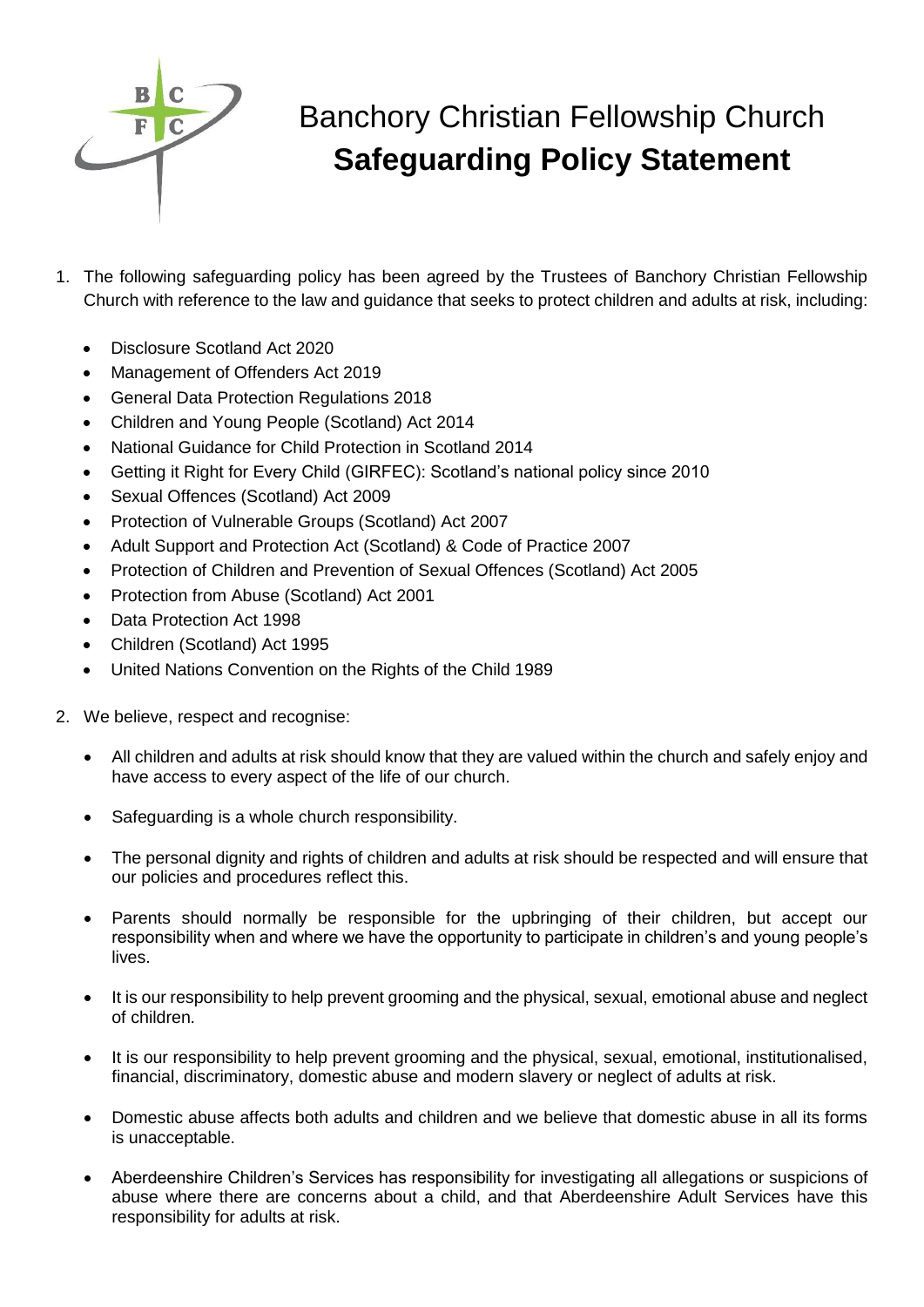# Banchory Christian Fellowship Church
## **Safeguarding Policy Statement**

1. The following safeguarding policy has been agreed by the Trustees of Banchory Christian Fellowship Church with reference to the law and guidance that seeks to protect children and adults at risk, including:

    - Disclosure Scotland Act 2020
    - Management of Offenders Act 2019
    - General Data Protection Regulations 2018
    - Children and Young People (Scotland) Act 2014
    - National Guidance for Child Protection in Scotland 2014
    - Getting it Right for Every Child (GIRFEC): Scotland's national policy since 2010
    - Sexual Offences (Scotland) Act 2009
    - Protection of Vulnerable Groups (Scotland) Act 2007
    - Adult Support and Protection Act (Scotland) & Code of Practice 2007
    - Protection of Children and Prevention of Sexual Offences (Scotland) Act 2005
    - Protection from Abuse (Scotland) Act 2001
    - Data Protection Act 1998
    - Children (Scotland) Act 1995
    - United Nations Convention on the Rights of the Child 1989

2. We believe, respect and recognise:

    - All children and adults at risk should know that they are valued within the church and safely enjoy and have access to every aspect of the life of our church.
    - Safeguarding is a whole church responsibility.
    - The personal dignity and rights of children and adults at risk should be respected and will ensure that our policies and procedures reflect this.
    - Parents should normally be responsible for the upbringing of their children, but accept our responsibility when and where we have the opportunity to participate in children's and young people's lives.
    - It is our responsibility to help prevent grooming and the physical, sexual, emotional abuse and neglect of children.
    - It is our responsibility to help prevent grooming and the physical, sexual, emotional, institutionalised, financial, discriminatory, domestic abuse and modern slavery or neglect of adults at risk.
    - Domestic abuse affects both adults and children and we believe that domestic abuse in all its forms is unacceptable.
    - Aberdeenshire Children's Services has responsibility for investigating all allegations or suspicions of abuse where there are concerns about a child, and that Aberdeenshire Adult Services have this responsibility for adults at risk.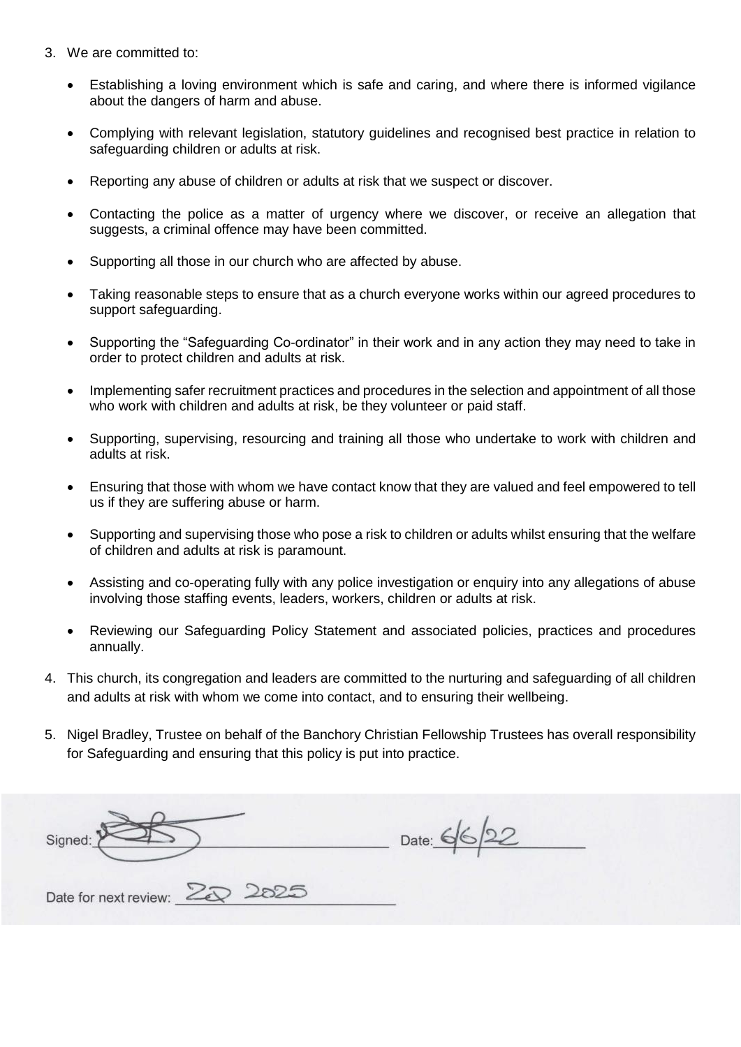3. We are committed to:

   - Establishing a loving environment which is safe and caring, and where there is informed vigilance about the dangers of harm and abuse.
   - Complying with relevant legislation, statutory guidelines and recognised best practice in relation to safeguarding children or adults at risk.
   - Reporting any abuse of children or adults at risk that we suspect or discover.
   - Contacting the police as a matter of urgency where we discover, or receive an allegation that suggests, a criminal offence may have been committed.
   - Supporting all those in our church who are affected by abuse.
   - Taking reasonable steps to ensure that as a church everyone works within our agreed procedures to support safeguarding.
   - Supporting the "Safeguarding Co-ordinator" in their work and in any action they may need to take in order to protect children and adults at risk.
   - Implementing safer recruitment practices and procedures in the selection and appointment of all those who work with children and adults at risk, be they volunteer or paid staff.
   - Supporting, supervising, resourcing and training all those who undertake to work with children and adults at risk.
   - Ensuring that those with whom we have contact know that they are valued and feel empowered to tell us if they are suffering abuse or harm.
   - Supporting and supervising those who pose a risk to children or adults whilst ensuring that the welfare of children and adults at risk is paramount.
   - Assisting and co-operating fully with any police investigation or enquiry into any allegations of abuse involving those staffing events, leaders, workers, children or adults at risk.
   - Reviewing our Safeguarding Policy Statement and associated policies, practices and procedures annually.

4. This church, its congregation and leaders are committed to the nurturing and safeguarding of all children and adults at risk with whom we come into contact, and to ensuring their wellbeing.

5. Nigel Bradley, Trustee on behalf of the Banchory Christian Fellowship Trustees has overall responsibility for Safeguarding and ensuring that this policy is put into practice.

Signed: _[signature]_ Date: 6/6/22

Date for next review: 22 2025